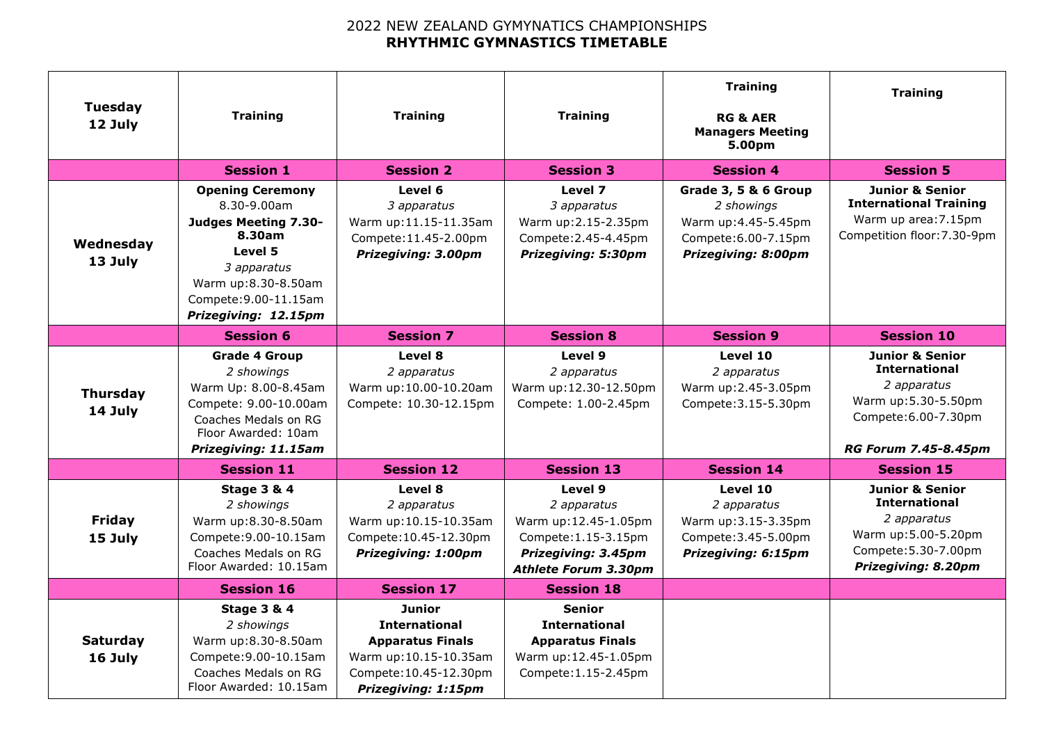# 2022 NEW ZEALAND GYMYNATICS CHAMPIONSHIPS

## RHYTHMIC GYMNASTICS TIMETABLE

| | | | | | |
|---|---|---|---|---|---|
| **Tuesday 12 July** | **Training** | **Training** | **Training** | **Training**<br><br>**RG & AER Managers Meeting 5.00pm** | **Training** |
| | **Session 1** | **Session 2** | **Session 3** | **Session 4** | **Session 5** |
| **Wednesday 13 July** | **Opening Ceremony**<br>8.30-9.00am<br>**Judges Meeting 7.30-8.30am**<br>**Level 5**<br>*3 apparatus*<br>Warm up:8.30-8.50am<br>Compete:9.00-11.15am<br>***Prizegiving: 12.15pm*** | **Level 6**<br>*3 apparatus*<br>Warm up:11.15-11.35am<br>Compete:11.45-2.00pm<br>***Prizegiving: 3.00pm*** | **Level 7**<br>*3 apparatus*<br>Warm up:2.15-2.35pm<br>Compete:2.45-4.45pm<br>***Prizegiving: 5:30pm*** | **Grade 3, 5 & 6 Group**<br>*2 showings*<br>Warm up:4.45-5.45pm<br>Compete:6.00-7.15pm<br>***Prizegiving: 8:00pm*** | **Junior & Senior International Training**<br>Warm up area:7.15pm<br>Competition floor:7.30-9pm |
| | **Session 6** | **Session 7** | **Session 8** | **Session 9** | **Session 10** |
| **Thursday 14 July** | **Grade 4 Group**<br>*2 showings*<br>Warm Up: 8.00-8.45am<br>Compete: 9.00-10.00am<br>Coaches Medals on RG Floor Awarded: 10am<br>***Prizegiving: 11.15am*** | **Level 8**<br>*2 apparatus*<br>Warm up:10.00-10.20am<br>Compete: 10.30-12.15pm | **Level 9**<br>*2 apparatus*<br>Warm up:12.30-12.50pm<br>Compete: 1.00-2.45pm | **Level 10**<br>*2 apparatus*<br>Warm up:2.45-3.05pm<br>Compete:3.15-5.30pm | **Junior & Senior International**<br>*2 apparatus*<br>Warm up:5.30-5.50pm<br>Compete:6.00-7.30pm<br><br>***RG Forum 7.45-8.45pm*** |
| | **Session 11** | **Session 12** | **Session 13** | **Session 14** | **Session 15** |
| **Friday 15 July** | **Stage 3 & 4**<br>*2 showings*<br>Warm up:8.30-8.50am<br>Compete:9.00-10.15am<br>Coaches Medals on RG Floor Awarded: 10.15am | **Level 8**<br>*2 apparatus*<br>Warm up:10.15-10.35am<br>Compete:10.45-12.30pm<br>***Prizegiving: 1:00pm*** | **Level 9**<br>*2 apparatus*<br>Warm up:12.45-1.05pm<br>Compete:1.15-3.15pm<br>***Prizegiving: 3.45pm***<br>***Athlete Forum 3.30pm*** | **Level 10**<br>*2 apparatus*<br>Warm up:3.15-3.35pm<br>Compete:3.45-5.00pm<br>***Prizegiving: 6:15pm*** | **Junior & Senior International**<br>*2 apparatus*<br>Warm up:5.00-5.20pm<br>Compete:5.30-7.00pm<br>***Prizegiving: 8.20pm*** |
| | **Session 16** | **Session 17** | **Session 18** | | |
| **Saturday 16 July** | **Stage 3 & 4**<br>*2 showings*<br>Warm up:8.30-8.50am<br>Compete:9.00-10.15am<br>Coaches Medals on RG Floor Awarded: 10.15am | **Junior International Apparatus Finals**<br>Warm up:10.15-10.35am<br>Compete:10.45-12.30pm<br>***Prizegiving: 1:15pm*** | **Senior International Apparatus Finals**<br>Warm up:12.45-1.05pm<br>Compete:1.15-2.45pm | | |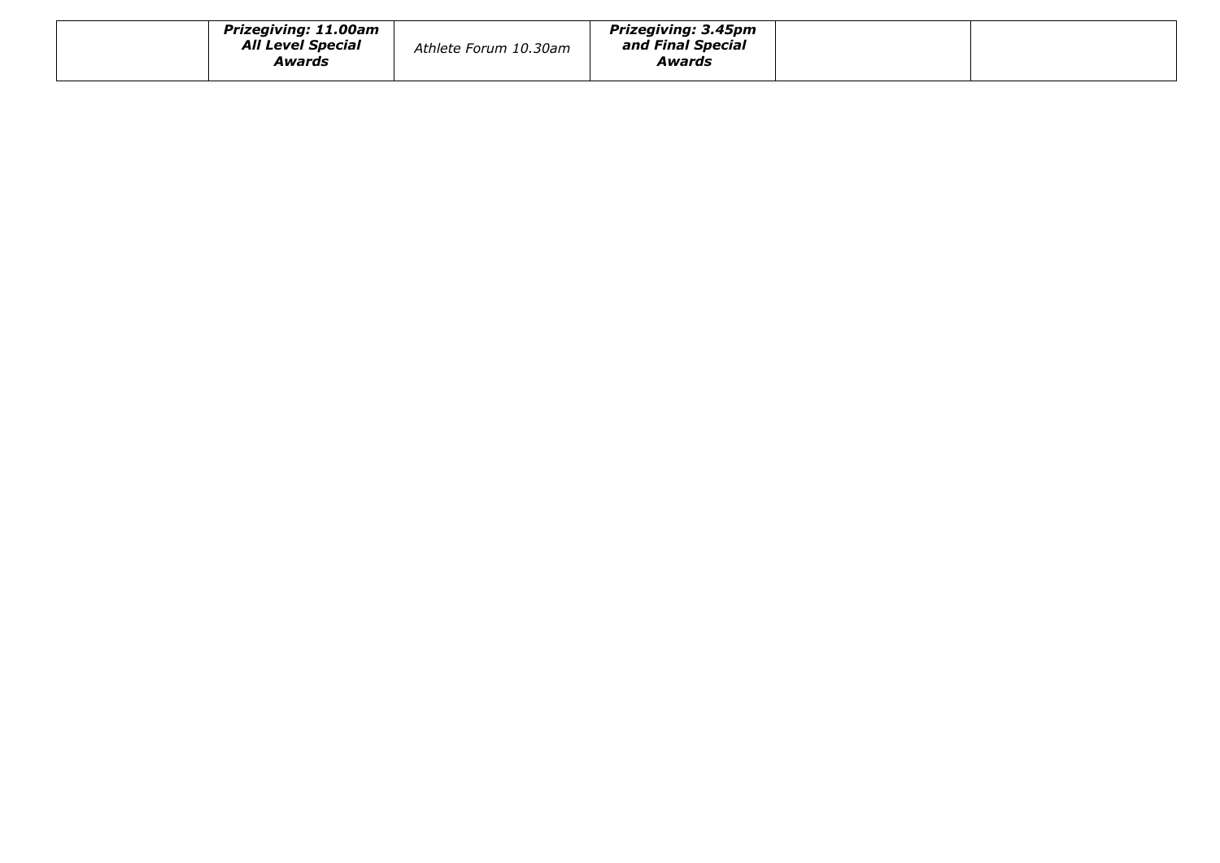| | | | | | |
|---|---|---|---|---|---|
| | ***Prizegiving: 11.00am All Level Special Awards*** | *Athlete Forum 10.30am* | ***Prizegiving: 3.45pm and Final Special Awards*** | | |